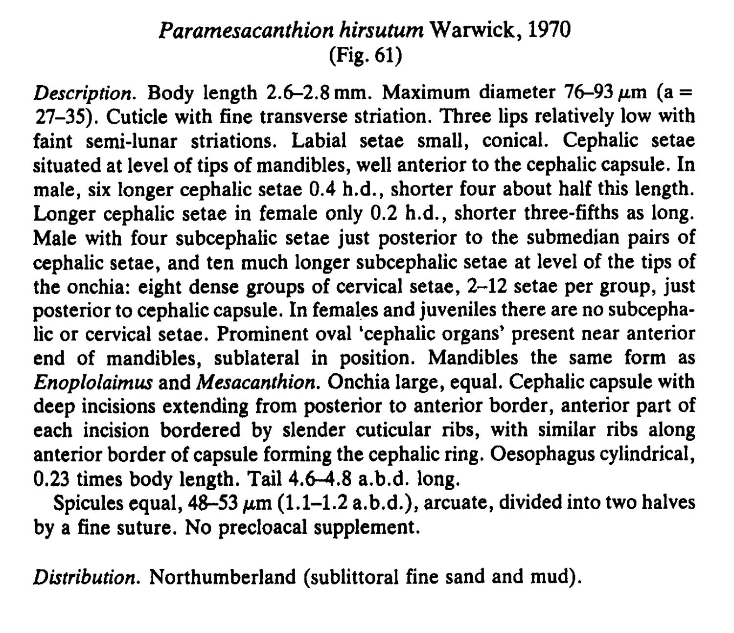## *Paramesacanthion hirsutum* Warwick, 1970
(Fig. 61)

*Description.* Body length 2.6–2.8 mm. Maximum diameter 76–93 μm (a = 27–35). Cuticle with fine transverse striation. Three lips relatively low with faint semi-lunar striations. Labial setae small, conical. Cephalic setae situated at level of tips of mandibles, well anterior to the cephalic capsule. In male, six longer cephalic setae 0.4 h.d., shorter four about half this length. Longer cephalic setae in female only 0.2 h.d., shorter three-fifths as long. Male with four subcephalic setae just posterior to the submedian pairs of cephalic setae, and ten much longer subcephalic setae at level of the tips of the onchia: eight dense groups of cervical setae, 2–12 setae per group, just posterior to cephalic capsule. In females and juveniles there are no subcephalic or cervical setae. Prominent oval 'cephalic organs' present near anterior end of mandibles, sublateral in position. Mandibles the same form as *Enoplolaimus* and *Mesacanthion*. Onchia large, equal. Cephalic capsule with deep incisions extending from posterior to anterior border, anterior part of each incision bordered by slender cuticular ribs, with similar ribs along anterior border of capsule forming the cephalic ring. Oesophagus cylindrical, 0.23 times body length. Tail 4.6–4.8 a.b.d. long.

Spicules equal, 48–53 μm (1.1–1.2 a.b.d.), arcuate, divided into two halves by a fine suture. No precloacal supplement.

*Distribution.* Northumberland (sublittoral fine sand and mud).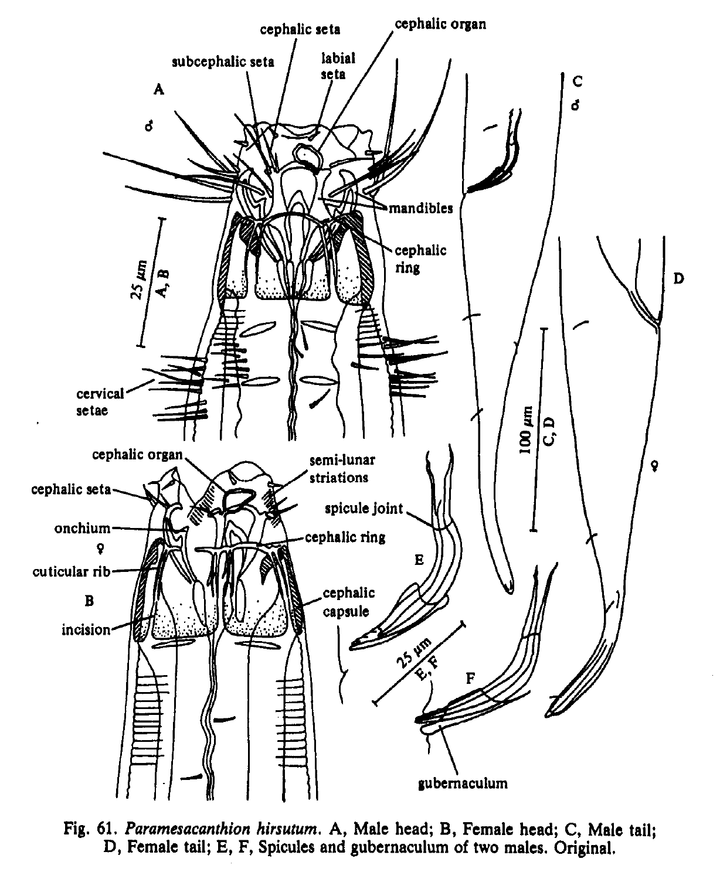Fig. 61. *Paramesacanthion hirsutum*. A, Male head; B, Female head; C, Male tail; D, Female tail; E, F, Spicules and gubernaculum of two males. Original.